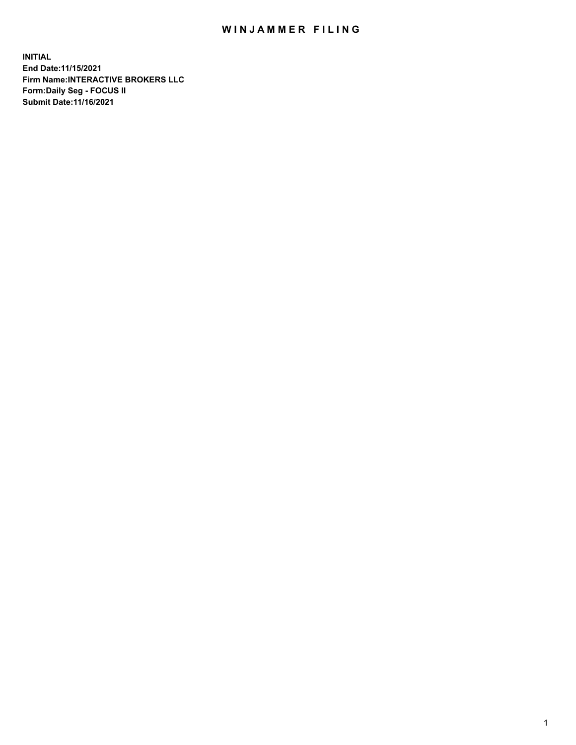# WINJAMMER FILING

**INITIAL**
**End Date:11/15/2021**
**Firm Name:INTERACTIVE BROKERS LLC**
**Form:Daily Seg - FOCUS II**
**Submit Date:11/16/2021**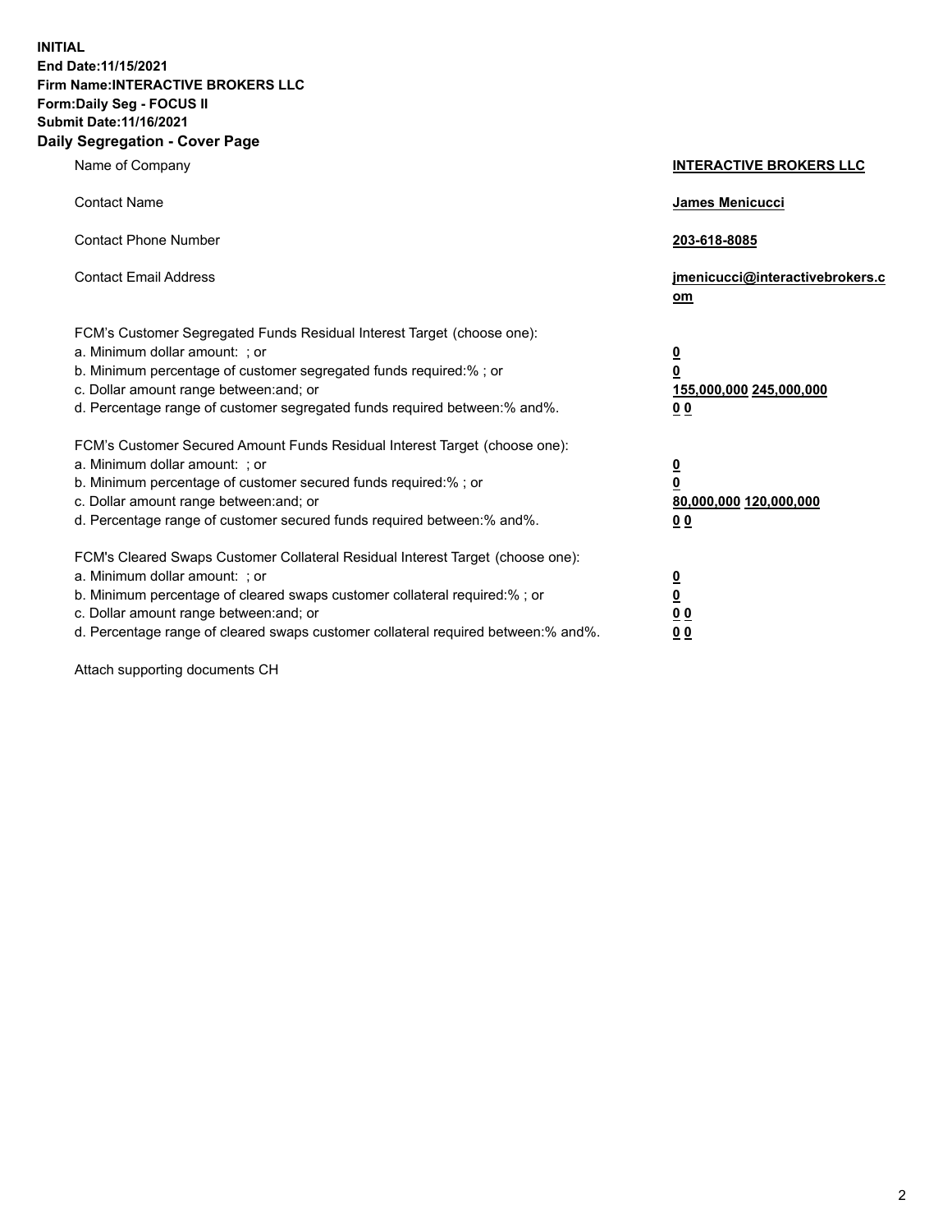**INITIAL**
**End Date:11/15/2021**
**Firm Name:INTERACTIVE BROKERS LLC**
**Form:Daily Seg - FOCUS II**
**Submit Date:11/16/2021**

## Daily Segregation - Cover Page

| | |
|---|---|
| Name of Company | **INTERACTIVE BROKERS LLC** |
| Contact Name | **James Menicucci** |
| Contact Phone Number | **203-618-8085** |
| Contact Email Address | **jmenicucci@interactivebrokers.com** |
| FCM's Customer Segregated Funds Residual Interest Target (choose one): | |
| a. Minimum dollar amount: ; or | **0** |
| b. Minimum percentage of customer segregated funds required:% ; or | **0** |
| c. Dollar amount range between:and; or | **155,000,000 245,000,000** |
| d. Percentage range of customer segregated funds required between:% and%. | **0 0** |
| FCM's Customer Secured Amount Funds Residual Interest Target (choose one): | |
| a. Minimum dollar amount: ; or | **0** |
| b. Minimum percentage of customer secured funds required:% ; or | **0** |
| c. Dollar amount range between:and; or | **80,000,000 120,000,000** |
| d. Percentage range of customer secured funds required between:% and%. | **0 0** |
| FCM's Cleared Swaps Customer Collateral Residual Interest Target (choose one): | |
| a. Minimum dollar amount: ; or | **0** |
| b. Minimum percentage of cleared swaps customer collateral required:% ; or | **0** |
| c. Dollar amount range between:and; or | **0 0** |
| d. Percentage range of cleared swaps customer collateral required between:% and%. | **0 0** |

Attach supporting documents CH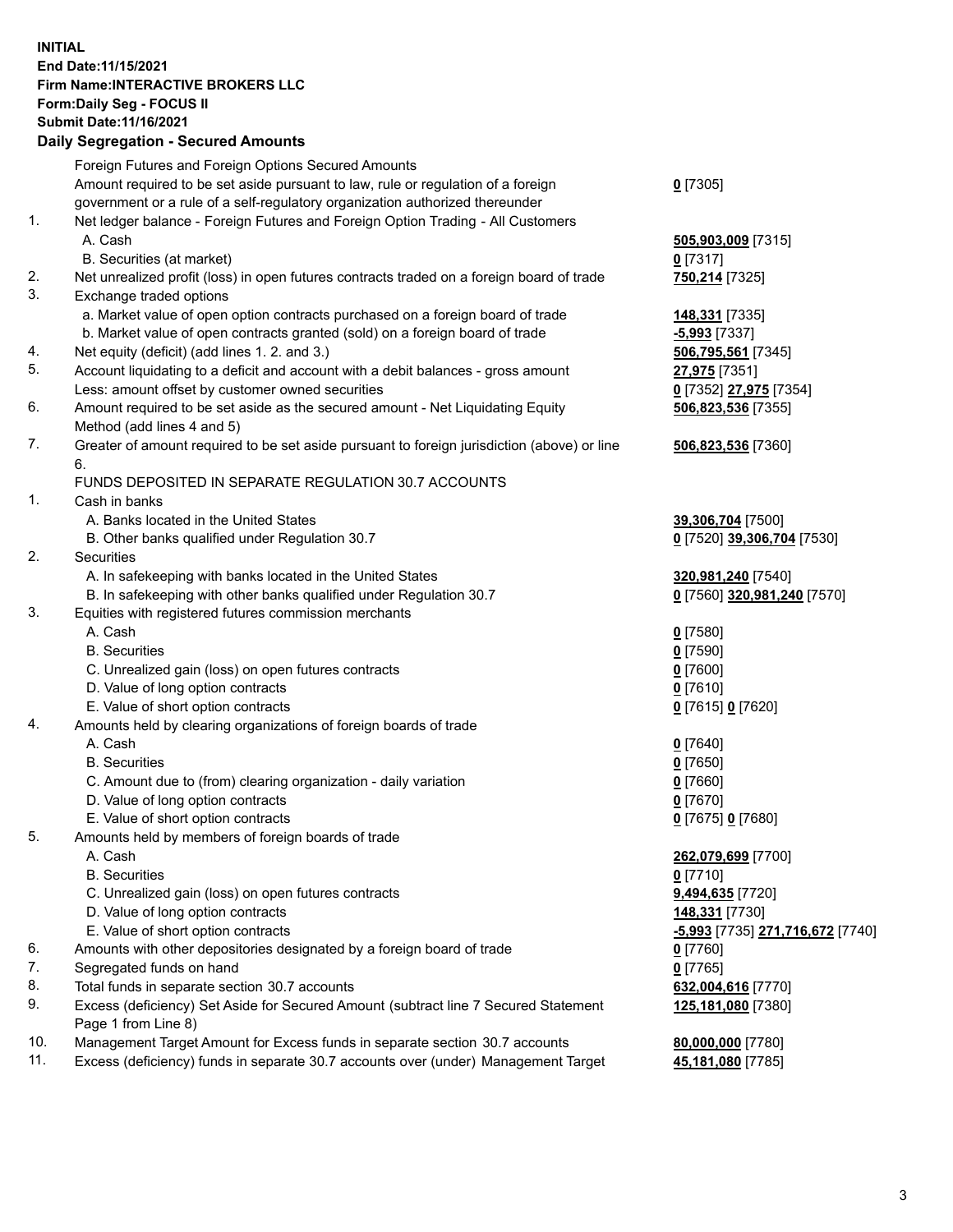**INITIAL**
**End Date:11/15/2021**
**Firm Name:INTERACTIVE BROKERS LLC**
**Form:Daily Seg - FOCUS II**
**Submit Date:11/16/2021**

**Daily Segregation - Secured Amounts**

| | | |
|---|---|---|
| | Foreign Futures and Foreign Options Secured Amounts | |
| | Amount required to be set aside pursuant to law, rule or regulation of a foreign government or a rule of a self-regulatory organization authorized thereunder | **0** [7305] |
| 1. | Net ledger balance - Foreign Futures and Foreign Option Trading - All Customers | |
| | A. Cash | **505,903,009** [7315] |
| | B. Securities (at market) | **0** [7317] |
| 2. | Net unrealized profit (loss) in open futures contracts traded on a foreign board of trade | **750,214** [7325] |
| 3. | Exchange traded options | |
| | a. Market value of open option contracts purchased on a foreign board of trade | **148,331** [7335] |
| | b. Market value of open contracts granted (sold) on a foreign board of trade | **-5,993** [7337] |
| 4. | Net equity (deficit) (add lines 1. 2. and 3.) | **506,795,561** [7345] |
| 5. | Account liquidating to a deficit and account with a debit balances - gross amount | **27,975** [7351] |
| | Less: amount offset by customer owned securities | **0** [7352] **27,975** [7354] |
| 6. | Amount required to be set aside as the secured amount - Net Liquidating Equity Method (add lines 4 and 5) | **506,823,536** [7355] |
| 7. | Greater of amount required to be set aside pursuant to foreign jurisdiction (above) or line 6. | **506,823,536** [7360] |
| | FUNDS DEPOSITED IN SEPARATE REGULATION 30.7 ACCOUNTS | |
| 1. | Cash in banks | |
| | A. Banks located in the United States | **39,306,704** [7500] |
| | B. Other banks qualified under Regulation 30.7 | **0** [7520] **39,306,704** [7530] |
| 2. | Securities | |
| | A. In safekeeping with banks located in the United States | **320,981,240** [7540] |
| | B. In safekeeping with other banks qualified under Regulation 30.7 | **0** [7560] **320,981,240** [7570] |
| 3. | Equities with registered futures commission merchants | |
| | A. Cash | **0** [7580] |
| | B. Securities | **0** [7590] |
| | C. Unrealized gain (loss) on open futures contracts | **0** [7600] |
| | D. Value of long option contracts | **0** [7610] |
| | E. Value of short option contracts | **0** [7615] **0** [7620] |
| 4. | Amounts held by clearing organizations of foreign boards of trade | |
| | A. Cash | **0** [7640] |
| | B. Securities | **0** [7650] |
| | C. Amount due to (from) clearing organization - daily variation | **0** [7660] |
| | D. Value of long option contracts | **0** [7670] |
| | E. Value of short option contracts | **0** [7675] **0** [7680] |
| 5. | Amounts held by members of foreign boards of trade | |
| | A. Cash | **262,079,699** [7700] |
| | B. Securities | **0** [7710] |
| | C. Unrealized gain (loss) on open futures contracts | **9,494,635** [7720] |
| | D. Value of long option contracts | **148,331** [7730] |
| | E. Value of short option contracts | **-5,993** [7735] **271,716,672** [7740] |
| 6. | Amounts with other depositories designated by a foreign board of trade | **0** [7760] |
| 7. | Segregated funds on hand | **0** [7765] |
| 8. | Total funds in separate section 30.7 accounts | **632,004,616** [7770] |
| 9. | Excess (deficiency) Set Aside for Secured Amount (subtract line 7 Secured Statement Page 1 from Line 8) | **125,181,080** [7380] |
| 10. | Management Target Amount for Excess funds in separate section 30.7 accounts | **80,000,000** [7780] |
| 11. | Excess (deficiency) funds in separate 30.7 accounts over (under) Management Target | **45,181,080** [7785] |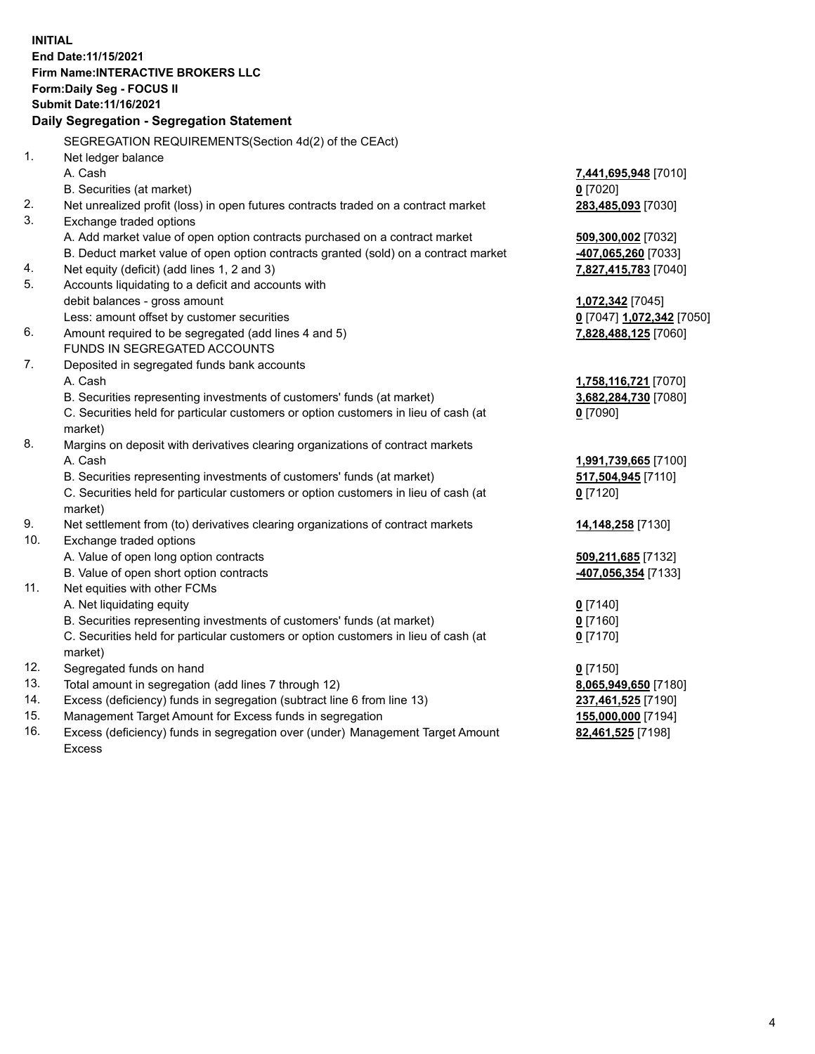**INITIAL**
**End Date:11/15/2021**
**Firm Name:INTERACTIVE BROKERS LLC**
**Form:Daily Seg - FOCUS II**
**Submit Date:11/16/2021**

### Daily Segregation - Segregation Statement

SEGREGATION REQUIREMENTS(Section 4d(2) of the CEAct)

| | | |
|---|---|---|
| 1. | Net ledger balance | |
| | A. Cash | **7,441,695,948** [7010] |
| | B. Securities (at market) | **0** [7020] |
| 2. | Net unrealized profit (loss) in open futures contracts traded on a contract market | **283,485,093** [7030] |
| 3. | Exchange traded options | |
| | A. Add market value of open option contracts purchased on a contract market | **509,300,002** [7032] |
| | B. Deduct market value of open option contracts granted (sold) on a contract market | **-407,065,260** [7033] |
| 4. | Net equity (deficit) (add lines 1, 2 and 3) | **7,827,415,783** [7040] |
| 5. | Accounts liquidating to a deficit and accounts with debit balances - gross amount | **1,072,342** [7045] |
| | Less: amount offset by customer securities | **0** [7047] **1,072,342** [7050] |
| 6. | Amount required to be segregated (add lines 4 and 5) | **7,828,488,125** [7060] |
| | FUNDS IN SEGREGATED ACCOUNTS | |
| 7. | Deposited in segregated funds bank accounts | |
| | A. Cash | **1,758,116,721** [7070] |
| | B. Securities representing investments of customers' funds (at market) | **3,682,284,730** [7080] |
| | C. Securities held for particular customers or option customers in lieu of cash (at market) | **0** [7090] |
| 8. | Margins on deposit with derivatives clearing organizations of contract markets | |
| | A. Cash | **1,991,739,665** [7100] |
| | B. Securities representing investments of customers' funds (at market) | **517,504,945** [7110] |
| | C. Securities held for particular customers or option customers in lieu of cash (at market) | **0** [7120] |
| 9. | Net settlement from (to) derivatives clearing organizations of contract markets | **14,148,258** [7130] |
| 10. | Exchange traded options | |
| | A. Value of open long option contracts | **509,211,685** [7132] |
| | B. Value of open short option contracts | **-407,056,354** [7133] |
| 11. | Net equities with other FCMs | |
| | A. Net liquidating equity | **0** [7140] |
| | B. Securities representing investments of customers' funds (at market) | **0** [7160] |
| | C. Securities held for particular customers or option customers in lieu of cash (at market) | **0** [7170] |
| 12. | Segregated funds on hand | **0** [7150] |
| 13. | Total amount in segregation (add lines 7 through 12) | **8,065,949,650** [7180] |
| 14. | Excess (deficiency) funds in segregation (subtract line 6 from line 13) | **237,461,525** [7190] |
| 15. | Management Target Amount for Excess funds in segregation | **155,000,000** [7194] |
| 16. | Excess (deficiency) funds in segregation over (under) Management Target Amount Excess | **82,461,525** [7198] |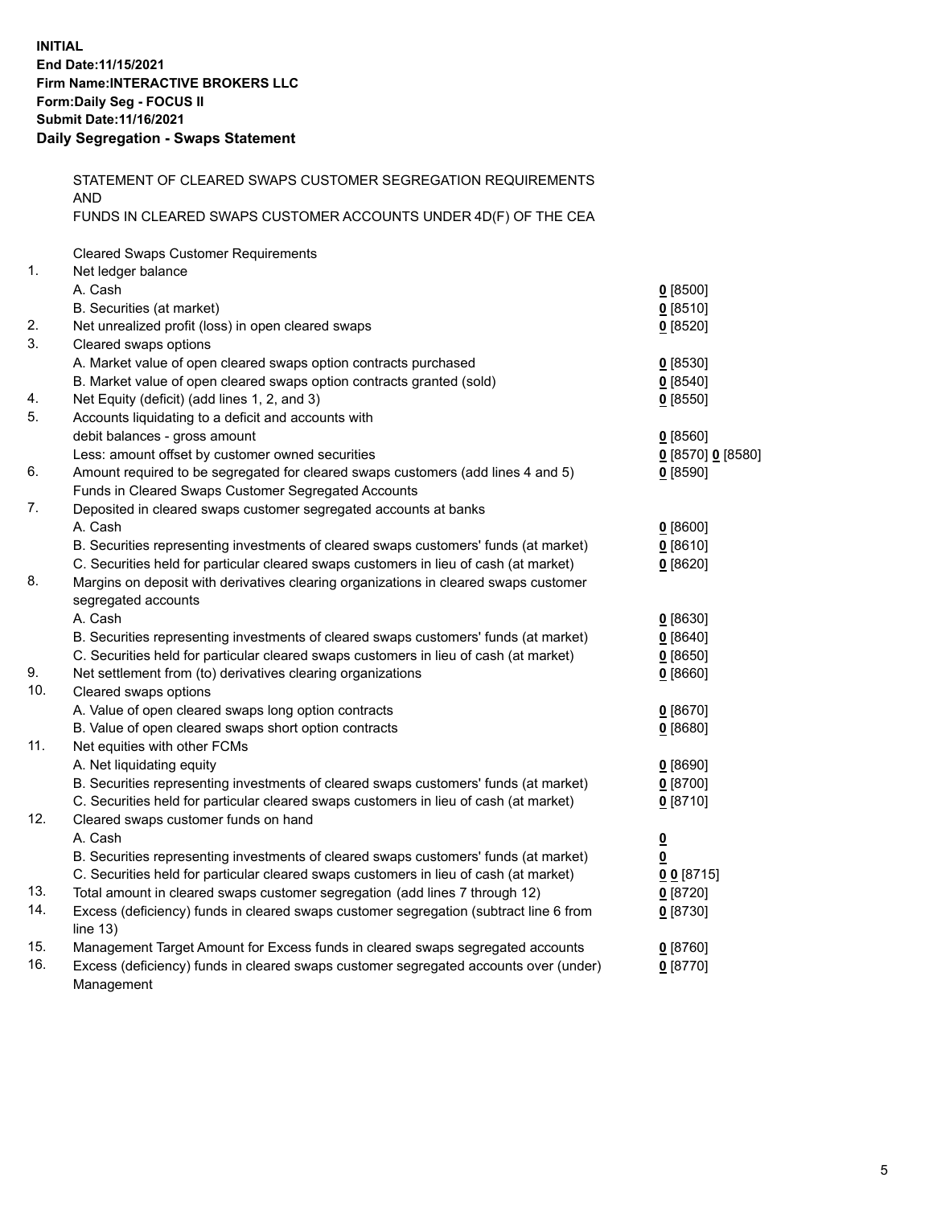**INITIAL**
**End Date:11/15/2021**
**Firm Name:INTERACTIVE BROKERS LLC**
**Form:Daily Seg - FOCUS II**
**Submit Date:11/16/2021**
**Daily Segregation - Swaps Statement**

STATEMENT OF CLEARED SWAPS CUSTOMER SEGREGATION REQUIREMENTS AND FUNDS IN CLEARED SWAPS CUSTOMER ACCOUNTS UNDER 4D(F) OF THE CEA

| | | |
|---|---|---|
| | Cleared Swaps Customer Requirements | |
| 1. | Net ledger balance | |
| | A. Cash | 0 [8500] |
| | B. Securities (at market) | 0 [8510] |
| 2. | Net unrealized profit (loss) in open cleared swaps | 0 [8520] |
| 3. | Cleared swaps options | |
| | A. Market value of open cleared swaps option contracts purchased | 0 [8530] |
| | B. Market value of open cleared swaps option contracts granted (sold) | 0 [8540] |
| 4. | Net Equity (deficit) (add lines 1, 2, and 3) | 0 [8550] |
| 5. | Accounts liquidating to a deficit and accounts with debit balances - gross amount | 0 [8560] |
| | Less: amount offset by customer owned securities | 0 [8570] 0 [8580] |
| 6. | Amount required to be segregated for cleared swaps customers (add lines 4 and 5) | 0 [8590] |
| | Funds in Cleared Swaps Customer Segregated Accounts | |
| 7. | Deposited in cleared swaps customer segregated accounts at banks | |
| | A. Cash | 0 [8600] |
| | B. Securities representing investments of cleared swaps customers' funds (at market) | 0 [8610] |
| | C. Securities held for particular cleared swaps customers in lieu of cash (at market) | 0 [8620] |
| 8. | Margins on deposit with derivatives clearing organizations in cleared swaps customer segregated accounts | |
| | A. Cash | 0 [8630] |
| | B. Securities representing investments of cleared swaps customers' funds (at market) | 0 [8640] |
| | C. Securities held for particular cleared swaps customers in lieu of cash (at market) | 0 [8650] |
| 9. | Net settlement from (to) derivatives clearing organizations | 0 [8660] |
| 10. | Cleared swaps options | |
| | A. Value of open cleared swaps long option contracts | 0 [8670] |
| | B. Value of open cleared swaps short option contracts | 0 [8680] |
| 11. | Net equities with other FCMs | |
| | A. Net liquidating equity | 0 [8690] |
| | B. Securities representing investments of cleared swaps customers' funds (at market) | 0 [8700] |
| | C. Securities held for particular cleared swaps customers in lieu of cash (at market) | 0 [8710] |
| 12. | Cleared swaps customer funds on hand | |
| | A. Cash | 0 |
| | B. Securities representing investments of cleared swaps customers' funds (at market) | 0 |
| | C. Securities held for particular cleared swaps customers in lieu of cash (at market) | 0 0 [8715] |
| 13. | Total amount in cleared swaps customer segregation (add lines 7 through 12) | 0 [8720] |
| 14. | Excess (deficiency) funds in cleared swaps customer segregation (subtract line 6 from line 13) | 0 [8730] |
| 15. | Management Target Amount for Excess funds in cleared swaps segregated accounts | 0 [8760] |
| 16. | Excess (deficiency) funds in cleared swaps customer segregated accounts over (under) Management | 0 [8770] |